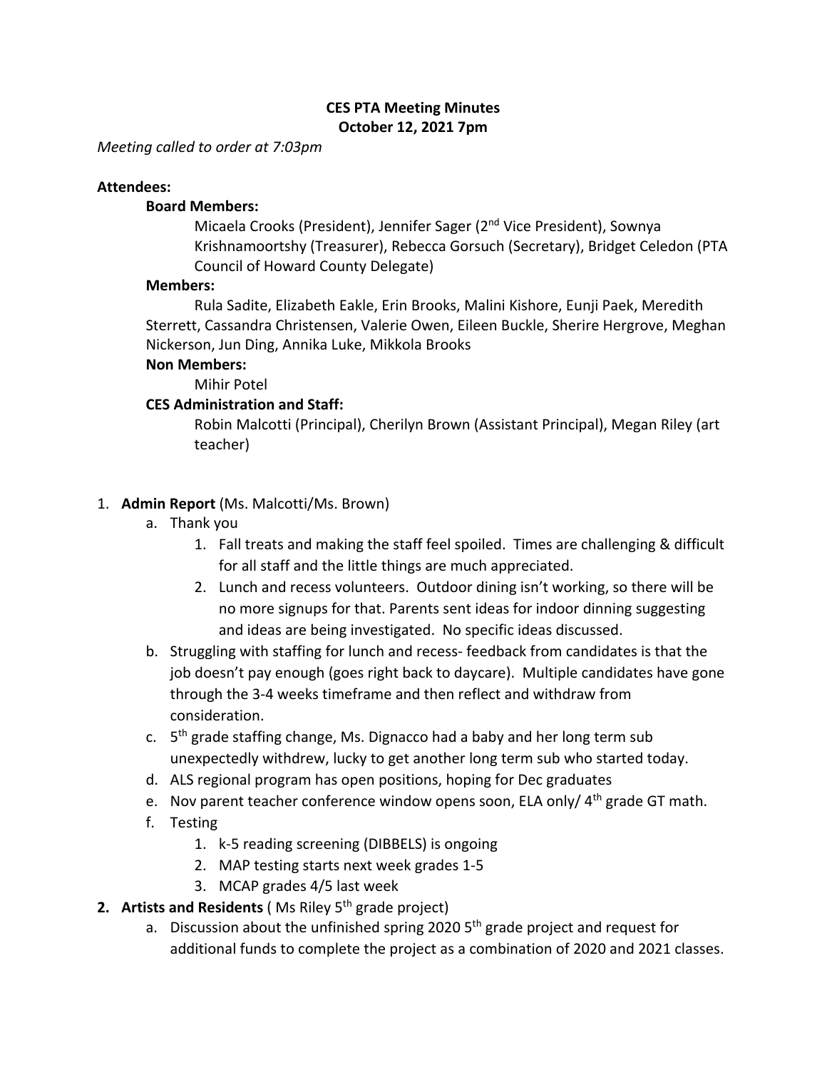**CES PTA Meeting Minutes**
**October 12, 2021 7pm**

*Meeting called to order at 7:03pm*

**Attendees:**

**Board Members:**

Micaela Crooks (President), Jennifer Sager (2nd Vice President), Sownya Krishnamoortshy (Treasurer), Rebecca Gorsuch (Secretary), Bridget Celedon (PTA Council of Howard County Delegate)

**Members:**

Rula Sadite, Elizabeth Eakle, Erin Brooks, Malini Kishore, Eunji Paek, Meredith Sterrett, Cassandra Christensen, Valerie Owen, Eileen Buckle, Sherire Hergrove, Meghan Nickerson, Jun Ding, Annika Luke, Mikkola Brooks

**Non Members:**

Mihir Potel

**CES Administration and Staff:**

Robin Malcotti (Principal), Cherilyn Brown (Assistant Principal), Megan Riley (art teacher)

1. **Admin Report** (Ms. Malcotti/Ms. Brown)
   a. Thank you
      1. Fall treats and making the staff feel spoiled. Times are challenging & difficult for all staff and the little things are much appreciated.
      2. Lunch and recess volunteers. Outdoor dining isn't working, so there will be no more signups for that. Parents sent ideas for indoor dinning suggesting and ideas are being investigated. No specific ideas discussed.
   b. Struggling with staffing for lunch and recess- feedback from candidates is that the job doesn't pay enough (goes right back to daycare). Multiple candidates have gone through the 3-4 weeks timeframe and then reflect and withdraw from consideration.
   c. 5th grade staffing change, Ms. Dignacco had a baby and her long term sub unexpectedly withdrew, lucky to get another long term sub who started today.
   d. ALS regional program has open positions, hoping for Dec graduates
   e. Nov parent teacher conference window opens soon, ELA only/ 4th grade GT math.
   f. Testing
      1. k-5 reading screening (DIBBELS) is ongoing
      2. MAP testing starts next week grades 1-5
      3. MCAP grades 4/5 last week
2. **Artists and Residents** ( Ms Riley 5th grade project)
   a. Discussion about the unfinished spring 2020 5th grade project and request for additional funds to complete the project as a combination of 2020 and 2021 classes.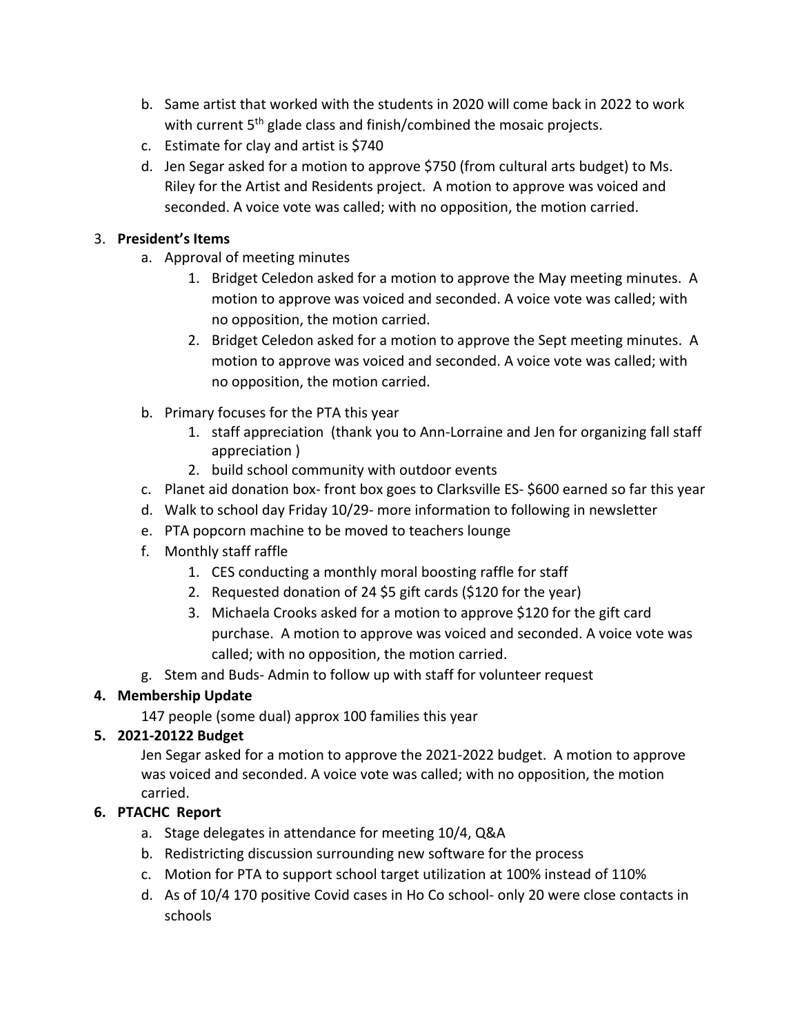b. Same artist that worked with the students in 2020 will come back in 2022 to work with current 5th glade class and finish/combined the mosaic projects.
c. Estimate for clay and artist is $740
d. Jen Segar asked for a motion to approve $750 (from cultural arts budget) to Ms. Riley for the Artist and Residents project. A motion to approve was voiced and seconded. A voice vote was called; with no opposition, the motion carried.

3. **President's Items**
   a. Approval of meeting minutes
      1. Bridget Celedon asked for a motion to approve the May meeting minutes. A motion to approve was voiced and seconded. A voice vote was called; with no opposition, the motion carried.
      2. Bridget Celedon asked for a motion to approve the Sept meeting minutes. A motion to approve was voiced and seconded. A voice vote was called; with no opposition, the motion carried.

   b. Primary focuses for the PTA this year
      1. staff appreciation (thank you to Ann-Lorraine and Jen for organizing fall staff appreciation )
      2. build school community with outdoor events
   c. Planet aid donation box- front box goes to Clarksville ES- $600 earned so far this year
   d. Walk to school day Friday 10/29- more information to following in newsletter
   e. PTA popcorn machine to be moved to teachers lounge
   f. Monthly staff raffle
      1. CES conducting a monthly moral boosting raffle for staff
      2. Requested donation of 24 $5 gift cards ($120 for the year)
      3. Michaela Crooks asked for a motion to approve $120 for the gift card purchase. A motion to approve was voiced and seconded. A voice vote was called; with no opposition, the motion carried.
   g. Stem and Buds- Admin to follow up with staff for volunteer request

**4. Membership Update**

147 people (some dual) approx 100 families this year

**5. 2021-20122 Budget**

Jen Segar asked for a motion to approve the 2021-2022 budget. A motion to approve was voiced and seconded. A voice vote was called; with no opposition, the motion carried.

**6. PTACHC Report**

a. Stage delegates in attendance for meeting 10/4, Q&A
b. Redistricting discussion surrounding new software for the process
c. Motion for PTA to support school target utilization at 100% instead of 110%
d. As of 10/4 170 positive Covid cases in Ho Co school- only 20 were close contacts in schools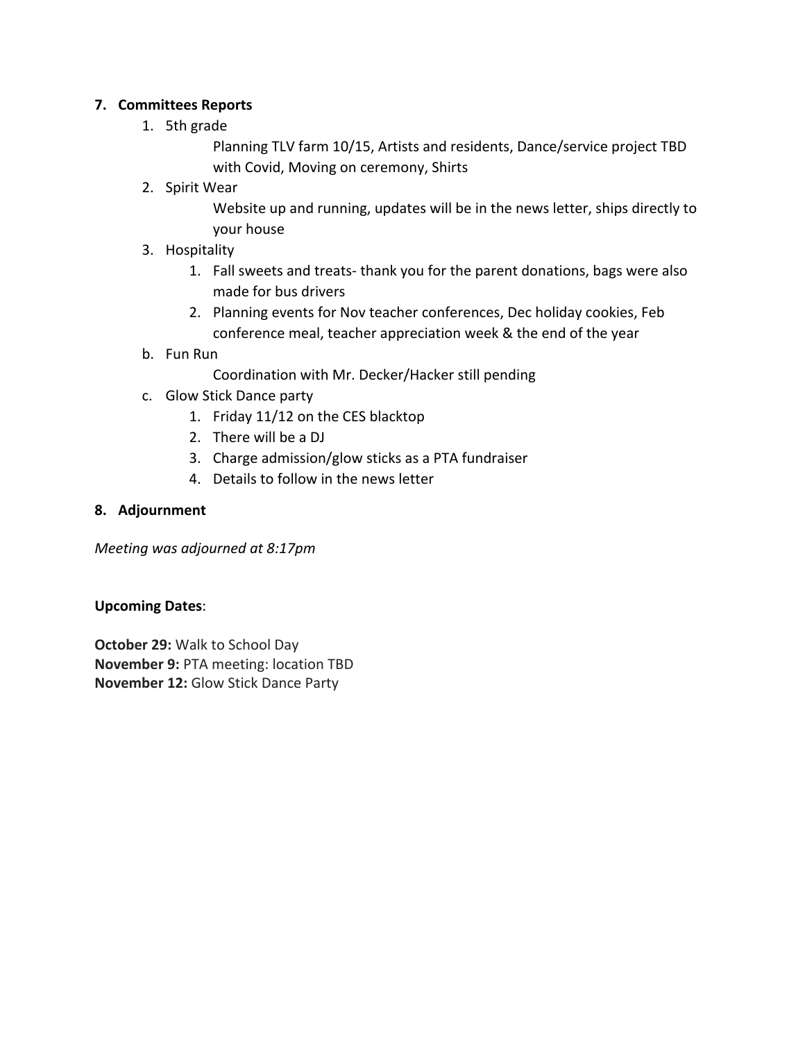**7. Committees Reports**

1. 5th grade

   Planning TLV farm 10/15, Artists and residents, Dance/service project TBD with Covid, Moving on ceremony, Shirts

2. Spirit Wear

   Website up and running, updates will be in the news letter, ships directly to your house

3. Hospitality
   1. Fall sweets and treats- thank you for the parent donations, bags were also made for bus drivers
   2. Planning events for Nov teacher conferences, Dec holiday cookies, Feb conference meal, teacher appreciation week & the end of the year

b. Fun Run

   Coordination with Mr. Decker/Hacker still pending

c. Glow Stick Dance party
   1. Friday 11/12 on the CES blacktop
   2. There will be a DJ
   3. Charge admission/glow sticks as a PTA fundraiser
   4. Details to follow in the news letter

**8. Adjournment**

*Meeting was adjourned at 8:17pm*

**Upcoming Dates**:

**October 29:** Walk to School Day
**November 9:** PTA meeting: location TBD
**November 12:** Glow Stick Dance Party